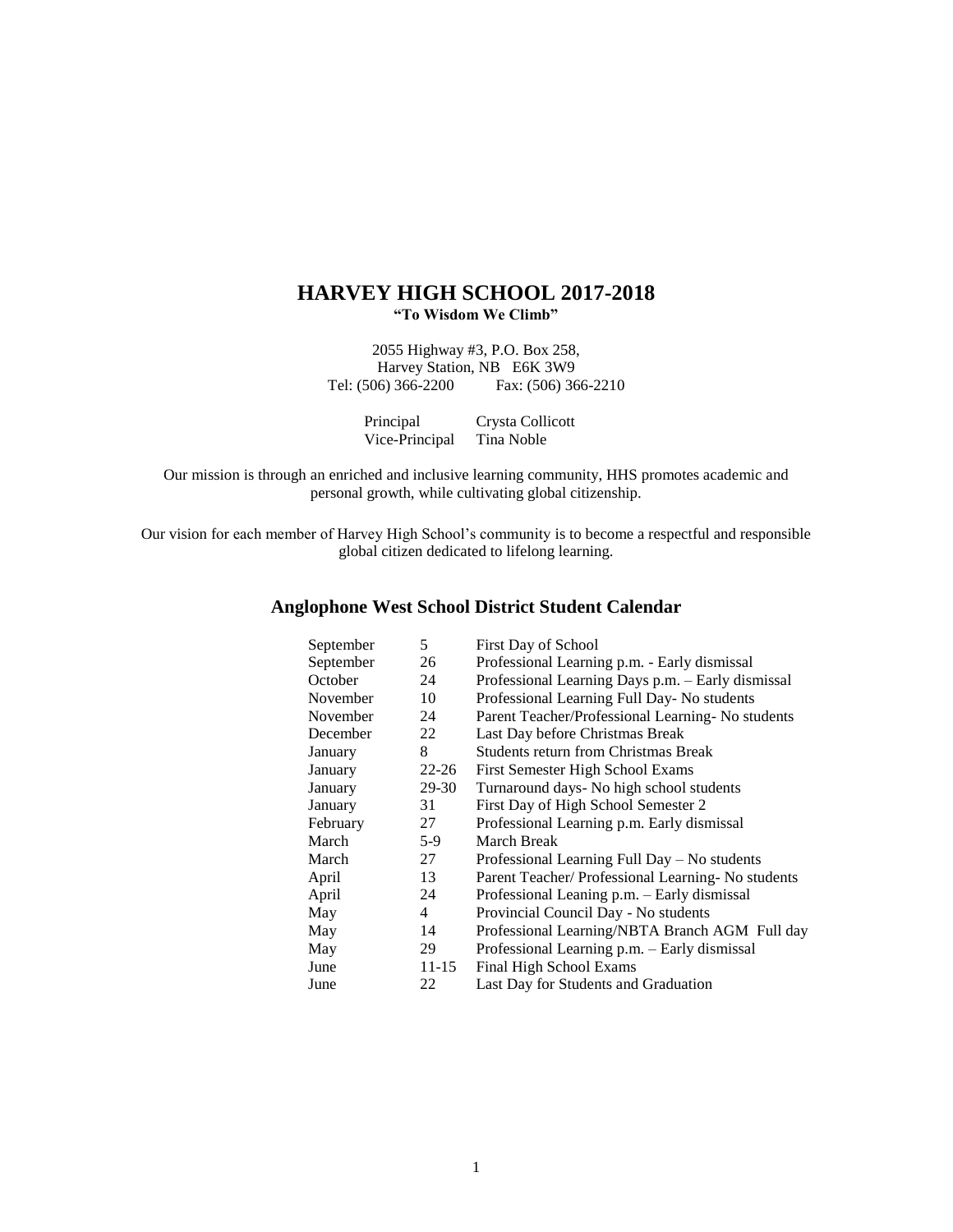# HARVEY HIGH SCHOOL 2017-2018

**"To Wisdom We Climb"**

2055 Highway #3, P.O. Box 258,
Harvey Station, NB E6K 3W9
Tel: (506) 366-2200 Fax: (506) 366-2210

Principal Crysta Collicott
Vice-Principal Tina Noble

Our mission is through an enriched and inclusive learning community, HHS promotes academic and personal growth, while cultivating global citizenship.

Our vision for each member of Harvey High School's community is to become a respectful and responsible global citizen dedicated to lifelong learning.

## Anglophone West School District Student Calendar

| | | |
|---|---|---|
| September | 5 | First Day of School |
| September | 26 | Professional Learning p.m. - Early dismissal |
| October | 24 | Professional Learning Days p.m. – Early dismissal |
| November | 10 | Professional Learning Full Day- No students |
| November | 24 | Parent Teacher/Professional Learning- No students |
| December | 22 | Last Day before Christmas Break |
| January | 8 | Students return from Christmas Break |
| January | 22-26 | First Semester High School Exams |
| January | 29-30 | Turnaround days- No high school students |
| January | 31 | First Day of High School Semester 2 |
| February | 27 | Professional Learning p.m. Early dismissal |
| March | 5-9 | March Break |
| March | 27 | Professional Learning Full Day – No students |
| April | 13 | Parent Teacher/ Professional Learning- No students |
| April | 24 | Professional Leaning p.m. – Early dismissal |
| May | 4 | Provincial Council Day - No students |
| May | 14 | Professional Learning/NBTA Branch AGM Full day |
| May | 29 | Professional Learning p.m. – Early dismissal |
| June | 11-15 | Final High School Exams |
| June | 22 | Last Day for Students and Graduation |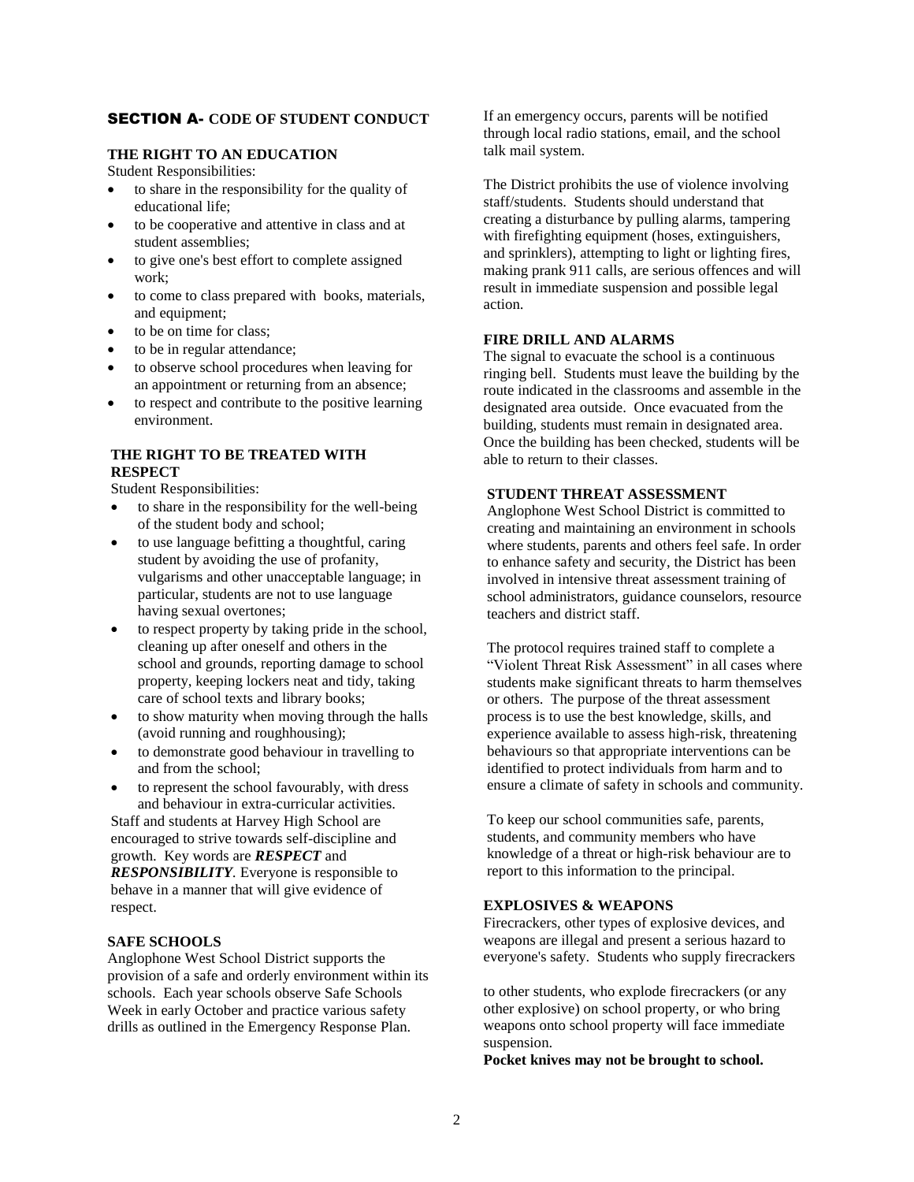## SECTION A- CODE OF STUDENT CONDUCT

### THE RIGHT TO AN EDUCATION

Student Responsibilities:

- to share in the responsibility for the quality of educational life;
- to be cooperative and attentive in class and at student assemblies;
- to give one's best effort to complete assigned work;
- to come to class prepared with books, materials, and equipment;
- to be on time for class;
- to be in regular attendance;
- to observe school procedures when leaving for an appointment or returning from an absence;
- to respect and contribute to the positive learning environment.

### THE RIGHT TO BE TREATED WITH RESPECT

Student Responsibilities:

- to share in the responsibility for the well-being of the student body and school;
- to use language befitting a thoughtful, caring student by avoiding the use of profanity, vulgarisms and other unacceptable language; in particular, students are not to use language having sexual overtones;
- to respect property by taking pride in the school, cleaning up after oneself and others in the school and grounds, reporting damage to school property, keeping lockers neat and tidy, taking care of school texts and library books;
- to show maturity when moving through the halls (avoid running and roughhousing);
- to demonstrate good behaviour in travelling to and from the school;
- to represent the school favourably, with dress and behaviour in extra-curricular activities.

Staff and students at Harvey High School are encouraged to strive towards self-discipline and growth. Key words are ***RESPECT*** and ***RESPONSIBILITY***. Everyone is responsible to behave in a manner that will give evidence of respect.

### SAFE SCHOOLS

Anglophone West School District supports the provision of a safe and orderly environment within its schools. Each year schools observe Safe Schools Week in early October and practice various safety drills as outlined in the Emergency Response Plan.

If an emergency occurs, parents will be notified through local radio stations, email, and the school talk mail system.

The District prohibits the use of violence involving staff/students. Students should understand that creating a disturbance by pulling alarms, tampering with firefighting equipment (hoses, extinguishers, and sprinklers), attempting to light or lighting fires, making prank 911 calls, are serious offences and will result in immediate suspension and possible legal action.

### FIRE DRILL AND ALARMS

The signal to evacuate the school is a continuous ringing bell. Students must leave the building by the route indicated in the classrooms and assemble in the designated area outside. Once evacuated from the building, students must remain in designated area. Once the building has been checked, students will be able to return to their classes.

### STUDENT THREAT ASSESSMENT

Anglophone West School District is committed to creating and maintaining an environment in schools where students, parents and others feel safe. In order to enhance safety and security, the District has been involved in intensive threat assessment training of school administrators, guidance counselors, resource teachers and district staff.

The protocol requires trained staff to complete a "Violent Threat Risk Assessment" in all cases where students make significant threats to harm themselves or others. The purpose of the threat assessment process is to use the best knowledge, skills, and experience available to assess high-risk, threatening behaviours so that appropriate interventions can be identified to protect individuals from harm and to ensure a climate of safety in schools and community.

To keep our school communities safe, parents, students, and community members who have knowledge of a threat or high-risk behaviour are to report to this information to the principal.

### EXPLOSIVES & WEAPONS

Firecrackers, other types of explosive devices, and weapons are illegal and present a serious hazard to everyone's safety. Students who supply firecrackers to other students, who explode firecrackers (or any other explosive) on school property, or who bring weapons onto school property will face immediate suspension.

**Pocket knives may not be brought to school.**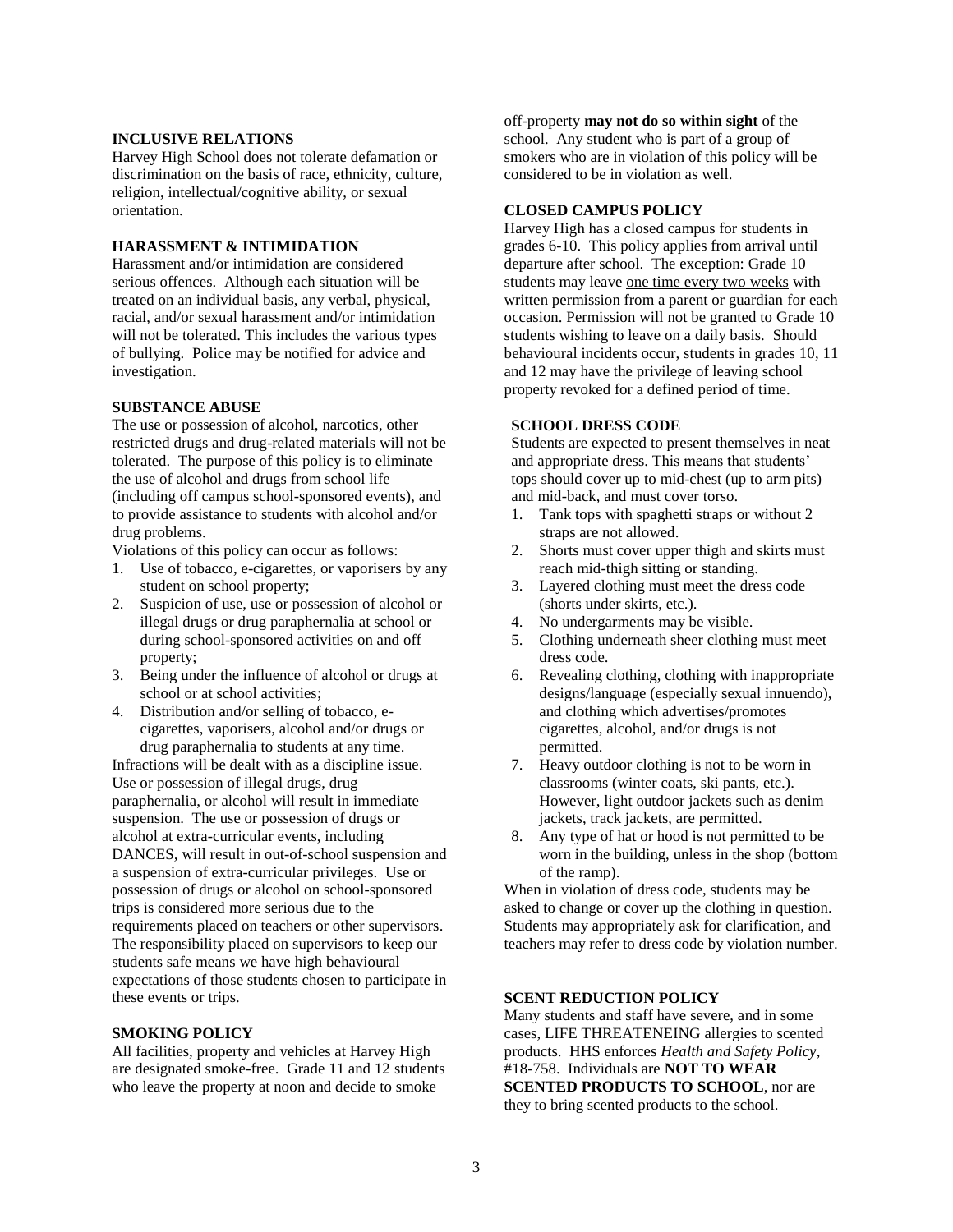## INCLUSIVE RELATIONS

Harvey High School does not tolerate defamation or discrimination on the basis of race, ethnicity, culture, religion, intellectual/cognitive ability, or sexual orientation.

## HARASSMENT & INTIMIDATION

Harassment and/or intimidation are considered serious offences. Although each situation will be treated on an individual basis, any verbal, physical, racial, and/or sexual harassment and/or intimidation will not be tolerated. This includes the various types of bullying. Police may be notified for advice and investigation.

## SUBSTANCE ABUSE

The use or possession of alcohol, narcotics, other restricted drugs and drug-related materials will not be tolerated. The purpose of this policy is to eliminate the use of alcohol and drugs from school life (including off campus school-sponsored events), and to provide assistance to students with alcohol and/or drug problems.

Violations of this policy can occur as follows:

1. Use of tobacco, e-cigarettes, or vaporisers by any student on school property;
2. Suspicion of use, use or possession of alcohol or illegal drugs or drug paraphernalia at school or during school-sponsored activities on and off property;
3. Being under the influence of alcohol or drugs at school or at school activities;
4. Distribution and/or selling of tobacco, e-cigarettes, vaporisers, alcohol and/or drugs or drug paraphernalia to students at any time.

Infractions will be dealt with as a discipline issue. Use or possession of illegal drugs, drug paraphernalia, or alcohol will result in immediate suspension. The use or possession of drugs or alcohol at extra-curricular events, including DANCES, will result in out-of-school suspension and a suspension of extra-curricular privileges. Use or possession of drugs or alcohol on school-sponsored trips is considered more serious due to the requirements placed on teachers or other supervisors. The responsibility placed on supervisors to keep our students safe means we have high behavioural expectations of those students chosen to participate in these events or trips.

## SMOKING POLICY

All facilities, property and vehicles at Harvey High are designated smoke-free. Grade 11 and 12 students who leave the property at noon and decide to smoke off-property **may not do so within sight** of the school. Any student who is part of a group of smokers who are in violation of this policy will be considered to be in violation as well.

## CLOSED CAMPUS POLICY

Harvey High has a closed campus for students in grades 6-10. This policy applies from arrival until departure after school. The exception: Grade 10 students may leave one time every two weeks with written permission from a parent or guardian for each occasion. Permission will not be granted to Grade 10 students wishing to leave on a daily basis. Should behavioural incidents occur, students in grades 10, 11 and 12 may have the privilege of leaving school property revoked for a defined period of time.

## SCHOOL DRESS CODE

Students are expected to present themselves in neat and appropriate dress. This means that students' tops should cover up to mid-chest (up to arm pits) and mid-back, and must cover torso.

1. Tank tops with spaghetti straps or without 2 straps are not allowed.
2. Shorts must cover upper thigh and skirts must reach mid-thigh sitting or standing.
3. Layered clothing must meet the dress code (shorts under skirts, etc.).
4. No undergarments may be visible.
5. Clothing underneath sheer clothing must meet dress code.
6. Revealing clothing, clothing with inappropriate designs/language (especially sexual innuendo), and clothing which advertises/promotes cigarettes, alcohol, and/or drugs is not permitted.
7. Heavy outdoor clothing is not to be worn in classrooms (winter coats, ski pants, etc.). However, light outdoor jackets such as denim jackets, track jackets, are permitted.
8. Any type of hat or hood is not permitted to be worn in the building, unless in the shop (bottom of the ramp).

When in violation of dress code, students may be asked to change or cover up the clothing in question. Students may appropriately ask for clarification, and teachers may refer to dress code by violation number.

## SCENT REDUCTION POLICY

Many students and staff have severe, and in some cases, LIFE THREATENEING allergies to scented products. HHS enforces *Health and Safety Policy*, #18-758. Individuals are **NOT TO WEAR SCENTED PRODUCTS TO SCHOOL**, nor are they to bring scented products to the school.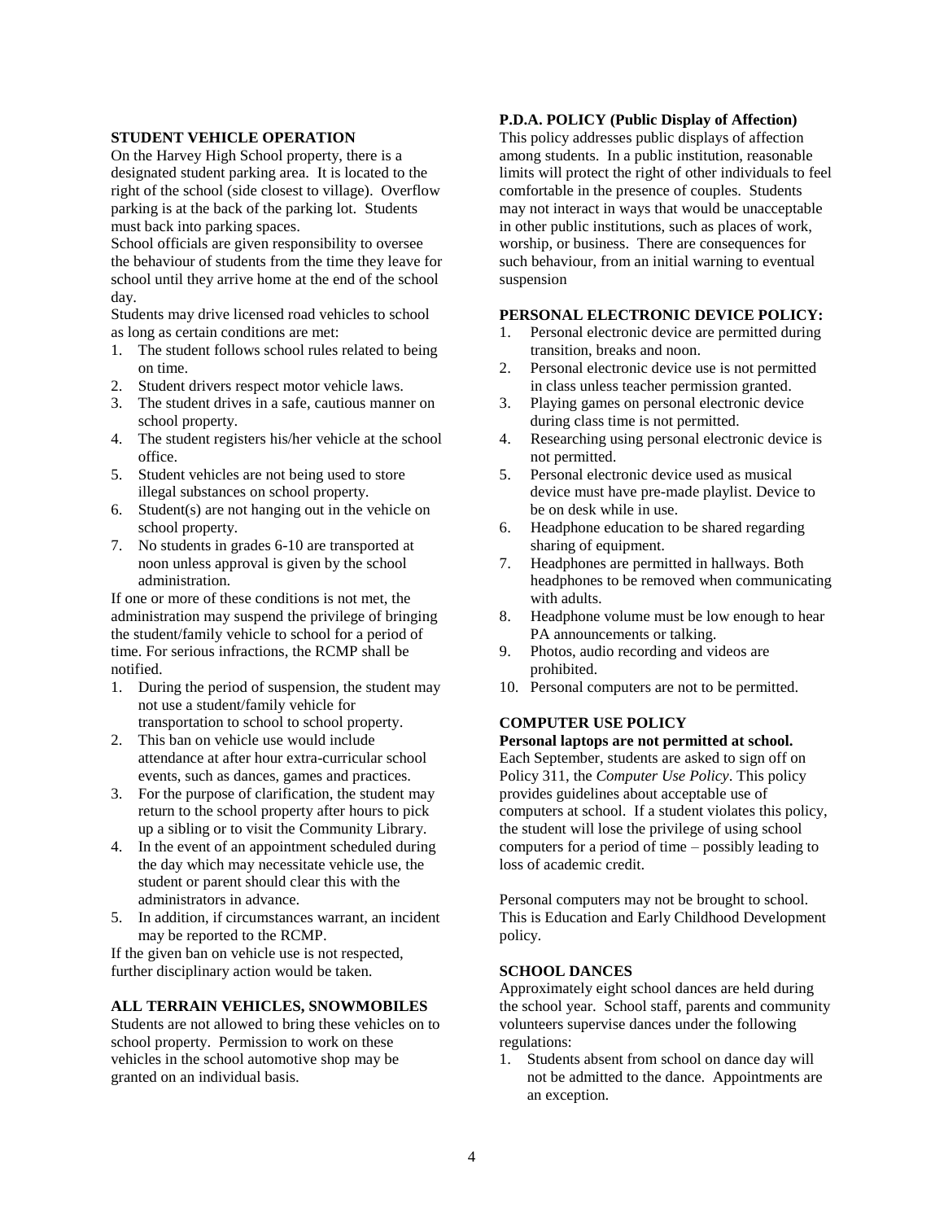### STUDENT VEHICLE OPERATION

On the Harvey High School property, there is a designated student parking area. It is located to the right of the school (side closest to village). Overflow parking is at the back of the parking lot. Students must back into parking spaces.

School officials are given responsibility to oversee the behaviour of students from the time they leave for school until they arrive home at the end of the school day.

Students may drive licensed road vehicles to school as long as certain conditions are met:

1. The student follows school rules related to being on time.
2. Student drivers respect motor vehicle laws.
3. The student drives in a safe, cautious manner on school property.
4. The student registers his/her vehicle at the school office.
5. Student vehicles are not being used to store illegal substances on school property.
6. Student(s) are not hanging out in the vehicle on school property.
7. No students in grades 6-10 are transported at noon unless approval is given by the school administration.

If one or more of these conditions is not met, the administration may suspend the privilege of bringing the student/family vehicle to school for a period of time. For serious infractions, the RCMP shall be notified.

1. During the period of suspension, the student may not use a student/family vehicle for transportation to school to school property.
2. This ban on vehicle use would include attendance at after hour extra-curricular school events, such as dances, games and practices.
3. For the purpose of clarification, the student may return to the school property after hours to pick up a sibling or to visit the Community Library.
4. In the event of an appointment scheduled during the day which may necessitate vehicle use, the student or parent should clear this with the administrators in advance.
5. In addition, if circumstances warrant, an incident may be reported to the RCMP.

If the given ban on vehicle use is not respected, further disciplinary action would be taken.

### ALL TERRAIN VEHICLES, SNOWMOBILES

Students are not allowed to bring these vehicles on to school property. Permission to work on these vehicles in the school automotive shop may be granted on an individual basis.

### P.D.A. POLICY (Public Display of Affection)

This policy addresses public displays of affection among students. In a public institution, reasonable limits will protect the right of other individuals to feel comfortable in the presence of couples. Students may not interact in ways that would be unacceptable in other public institutions, such as places of work, worship, or business. There are consequences for such behaviour, from an initial warning to eventual suspension

### PERSONAL ELECTRONIC DEVICE POLICY:

1. Personal electronic device are permitted during transition, breaks and noon.
2. Personal electronic device use is not permitted in class unless teacher permission granted.
3. Playing games on personal electronic device during class time is not permitted.
4. Researching using personal electronic device is not permitted.
5. Personal electronic device used as musical device must have pre-made playlist. Device to be on desk while in use.
6. Headphone education to be shared regarding sharing of equipment.
7. Headphones are permitted in hallways. Both headphones to be removed when communicating with adults.
8. Headphone volume must be low enough to hear PA announcements or talking.
9. Photos, audio recording and videos are prohibited.
10. Personal computers are not to be permitted.

### COMPUTER USE POLICY

**Personal laptops are not permitted at school.**

Each September, students are asked to sign off on Policy 311, the *Computer Use Policy*. This policy provides guidelines about acceptable use of computers at school. If a student violates this policy, the student will lose the privilege of using school computers for a period of time – possibly leading to loss of academic credit.

Personal computers may not be brought to school. This is Education and Early Childhood Development policy.

### SCHOOL DANCES

Approximately eight school dances are held during the school year. School staff, parents and community volunteers supervise dances under the following regulations:

1. Students absent from school on dance day will not be admitted to the dance. Appointments are an exception.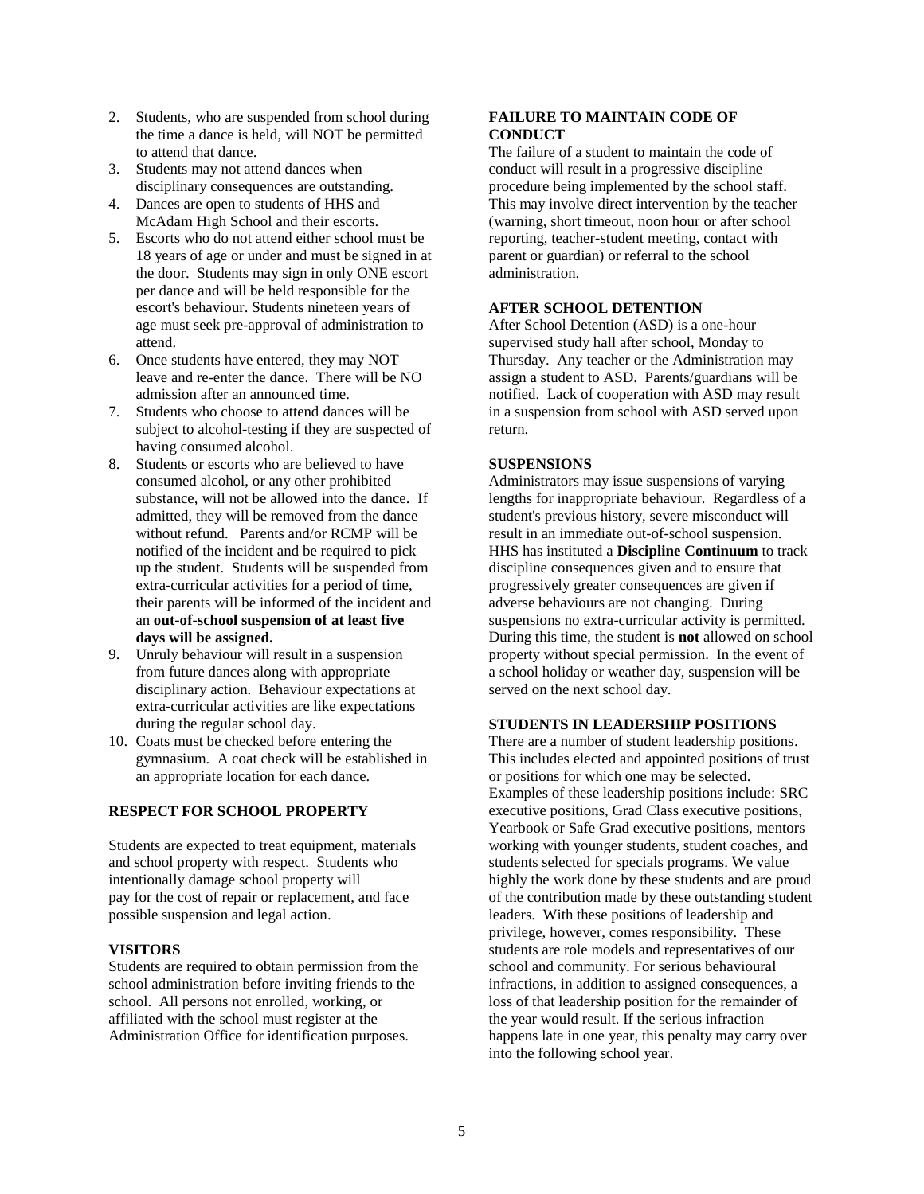2. Students, who are suspended from school during the time a dance is held, will NOT be permitted to attend that dance.
3. Students may not attend dances when disciplinary consequences are outstanding.
4. Dances are open to students of HHS and McAdam High School and their escorts.
5. Escorts who do not attend either school must be 18 years of age or under and must be signed in at the door. Students may sign in only ONE escort per dance and will be held responsible for the escort's behaviour. Students nineteen years of age must seek pre-approval of administration to attend.
6. Once students have entered, they may NOT leave and re-enter the dance. There will be NO admission after an announced time.
7. Students who choose to attend dances will be subject to alcohol-testing if they are suspected of having consumed alcohol.
8. Students or escorts who are believed to have consumed alcohol, or any other prohibited substance, will not be allowed into the dance. If admitted, they will be removed from the dance without refund. Parents and/or RCMP will be notified of the incident and be required to pick up the student. Students will be suspended from extra-curricular activities for a period of time, their parents will be informed of the incident and an **out-of-school suspension of at least five days will be assigned.**
9. Unruly behaviour will result in a suspension from future dances along with appropriate disciplinary action. Behaviour expectations at extra-curricular activities are like expectations during the regular school day.
10. Coats must be checked before entering the gymnasium. A coat check will be established in an appropriate location for each dance.

### RESPECT FOR SCHOOL PROPERTY

Students are expected to treat equipment, materials and school property with respect. Students who intentionally damage school property will pay for the cost of repair or replacement, and face possible suspension and legal action.

### VISITORS

Students are required to obtain permission from the school administration before inviting friends to the school. All persons not enrolled, working, or affiliated with the school must register at the Administration Office for identification purposes.

### FAILURE TO MAINTAIN CODE OF CONDUCT

The failure of a student to maintain the code of conduct will result in a progressive discipline procedure being implemented by the school staff. This may involve direct intervention by the teacher (warning, short timeout, noon hour or after school reporting, teacher-student meeting, contact with parent or guardian) or referral to the school administration.

### AFTER SCHOOL DETENTION

After School Detention (ASD) is a one-hour supervised study hall after school, Monday to Thursday. Any teacher or the Administration may assign a student to ASD. Parents/guardians will be notified. Lack of cooperation with ASD may result in a suspension from school with ASD served upon return.

### SUSPENSIONS

Administrators may issue suspensions of varying lengths for inappropriate behaviour. Regardless of a student's previous history, severe misconduct will result in an immediate out-of-school suspension. HHS has instituted a **Discipline Continuum** to track discipline consequences given and to ensure that progressively greater consequences are given if adverse behaviours are not changing. During suspensions no extra-curricular activity is permitted. During this time, the student is **not** allowed on school property without special permission. In the event of a school holiday or weather day, suspension will be served on the next school day.

### STUDENTS IN LEADERSHIP POSITIONS

There are a number of student leadership positions. This includes elected and appointed positions of trust or positions for which one may be selected. Examples of these leadership positions include: SRC executive positions, Grad Class executive positions, Yearbook or Safe Grad executive positions, mentors working with younger students, student coaches, and students selected for specials programs. We value highly the work done by these students and are proud of the contribution made by these outstanding student leaders. With these positions of leadership and privilege, however, comes responsibility. These students are role models and representatives of our school and community. For serious behavioural infractions, in addition to assigned consequences, a loss of that leadership position for the remainder of the year would result. If the serious infraction happens late in one year, this penalty may carry over into the following school year.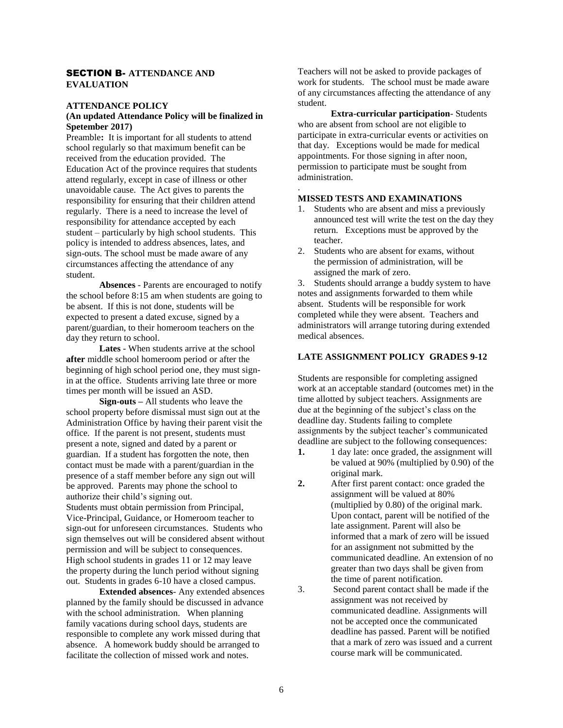## SECTION B- ATTENDANCE AND EVALUATION

### ATTENDANCE POLICY

**(An updated Attendance Policy will be finalized in Spetember 2017)**

Preamble**:** It is important for all students to attend school regularly so that maximum benefit can be received from the education provided. The Education Act of the province requires that students attend regularly, except in case of illness or other unavoidable cause. The Act gives to parents the responsibility for ensuring that their children attend regularly. There is a need to increase the level of responsibility for attendance accepted by each student – particularly by high school students. This policy is intended to address absences, lates, and sign-outs. The school must be made aware of any circumstances affecting the attendance of any student.

**Absences** - Parents are encouraged to notify the school before 8:15 am when students are going to be absent. If this is not done, students will be expected to present a dated excuse, signed by a parent/guardian, to their homeroom teachers on the day they return to school.

**Lates** - When students arrive at the school **after** middle school homeroom period or after the beginning of high school period one, they must sign-in at the office. Students arriving late three or more times per month will be issued an ASD.

**Sign-outs –** All students who leave the school property before dismissal must sign out at the Administration Office by having their parent visit the office. If the parent is not present, students must present a note, signed and dated by a parent or guardian. If a student has forgotten the note, then contact must be made with a parent/guardian in the presence of a staff member before any sign out will be approved. Parents may phone the school to authorize their child's signing out.

Students must obtain permission from Principal, Vice-Principal, Guidance, or Homeroom teacher to sign-out for unforeseen circumstances. Students who sign themselves out will be considered absent without permission and will be subject to consequences. High school students in grades 11 or 12 may leave the property during the lunch period without signing out. Students in grades 6-10 have a closed campus.

**Extended absences**- Any extended absences planned by the family should be discussed in advance with the school administration. When planning family vacations during school days, students are responsible to complete any work missed during that absence. A homework buddy should be arranged to facilitate the collection of missed work and notes. Teachers will not be asked to provide packages of work for students. The school must be made aware of any circumstances affecting the attendance of any student.

**Extra-curricular participation**- Students who are absent from school are not eligible to participate in extra-curricular events or activities on that day. Exceptions would be made for medical appointments. For those signing in after noon, permission to participate must be sought from administration.

.

### MISSED TESTS AND EXAMINATIONS

1. Students who are absent and miss a previously announced test will write the test on the day they return. Exceptions must be approved by the teacher.
2. Students who are absent for exams, without the permission of administration, will be assigned the mark of zero.
3. Students should arrange a buddy system to have notes and assignments forwarded to them while absent. Students will be responsible for work completed while they were absent. Teachers and administrators will arrange tutoring during extended medical absences.

### LATE ASSIGNMENT POLICY GRADES 9-12

Students are responsible for completing assigned work at an acceptable standard (outcomes met) in the time allotted by subject teachers. Assignments are due at the beginning of the subject's class on the deadline day. Students failing to complete assignments by the subject teacher's communicated deadline are subject to the following consequences:

1. 1 day late: once graded, the assignment will be valued at 90% (multiplied by 0.90) of the original mark.
2. After first parent contact: once graded the assignment will be valued at 80% (multiplied by 0.80) of the original mark. Upon contact, parent will be notified of the late assignment. Parent will also be informed that a mark of zero will be issued for an assignment not submitted by the communicated deadline. An extension of no greater than two days shall be given from the time of parent notification.
3. Second parent contact shall be made if the assignment was not received by communicated deadline. Assignments will not be accepted once the communicated deadline has passed. Parent will be notified that a mark of zero was issued and a current course mark will be communicated.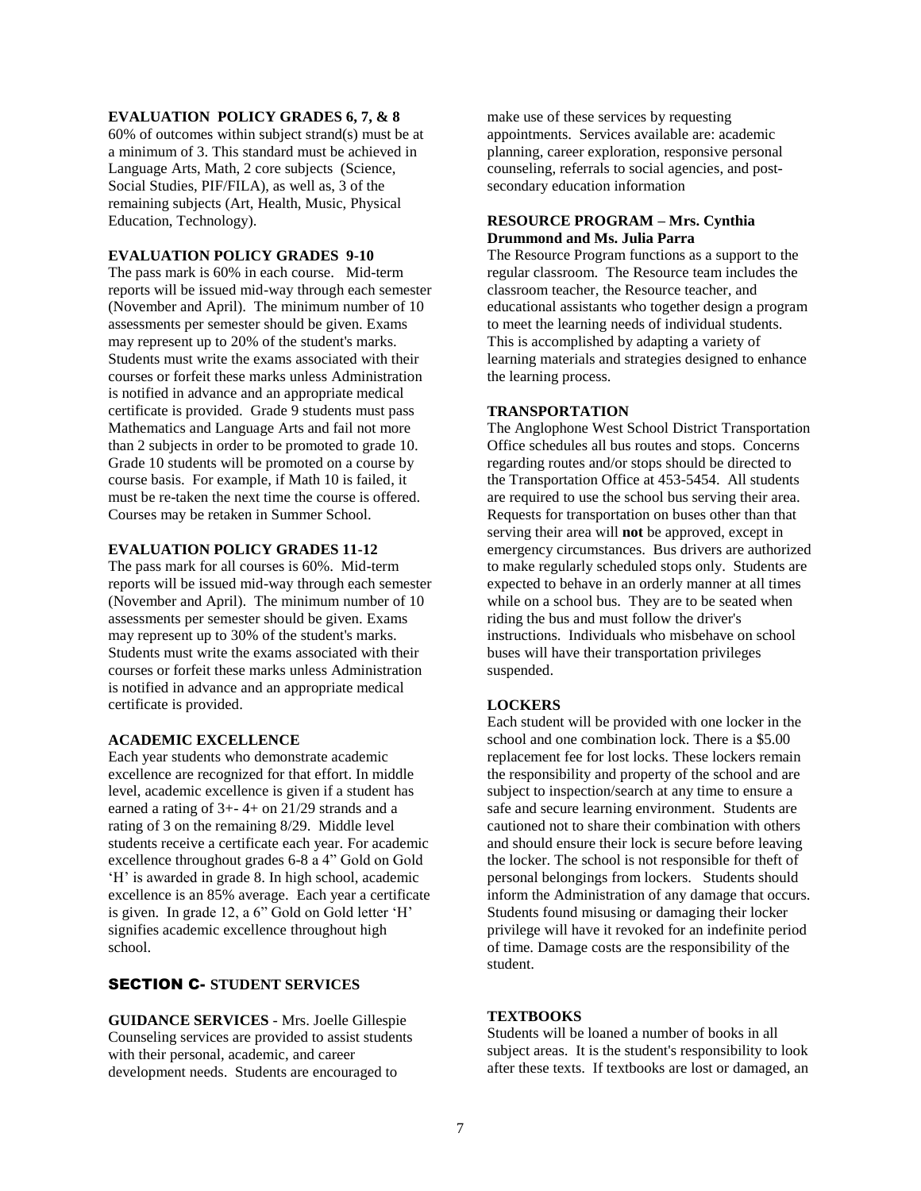### EVALUATION POLICY GRADES 6, 7, & 8

60% of outcomes within subject strand(s) must be at a minimum of 3. This standard must be achieved in Language Arts, Math, 2 core subjects (Science, Social Studies, PIF/FILA), as well as, 3 of the remaining subjects (Art, Health, Music, Physical Education, Technology).

### EVALUATION POLICY GRADES 9-10

The pass mark is 60% in each course. Mid-term reports will be issued mid-way through each semester (November and April). The minimum number of 10 assessments per semester should be given. Exams may represent up to 20% of the student's marks. Students must write the exams associated with their courses or forfeit these marks unless Administration is notified in advance and an appropriate medical certificate is provided. Grade 9 students must pass Mathematics and Language Arts and fail not more than 2 subjects in order to be promoted to grade 10. Grade 10 students will be promoted on a course by course basis. For example, if Math 10 is failed, it must be re-taken the next time the course is offered. Courses may be retaken in Summer School.

### EVALUATION POLICY GRADES 11-12

The pass mark for all courses is 60%. Mid-term reports will be issued mid-way through each semester (November and April). The minimum number of 10 assessments per semester should be given. Exams may represent up to 30% of the student's marks. Students must write the exams associated with their courses or forfeit these marks unless Administration is notified in advance and an appropriate medical certificate is provided.

### ACADEMIC EXCELLENCE

Each year students who demonstrate academic excellence are recognized for that effort. In middle level, academic excellence is given if a student has earned a rating of 3+- 4+ on 21/29 strands and a rating of 3 on the remaining 8/29. Middle level students receive a certificate each year. For academic excellence throughout grades 6-8 a 4" Gold on Gold 'H' is awarded in grade 8. In high school, academic excellence is an 85% average. Each year a certificate is given. In grade 12, a 6" Gold on Gold letter 'H' signifies academic excellence throughout high school.

## SECTION C- STUDENT SERVICES

**GUIDANCE SERVICES** - Mrs. Joelle Gillespie
Counseling services are provided to assist students with their personal, academic, and career development needs. Students are encouraged to make use of these services by requesting appointments. Services available are: academic planning, career exploration, responsive personal counseling, referrals to social agencies, and post-secondary education information

### RESOURCE PROGRAM – Mrs. Cynthia Drummond and Ms. Julia Parra

The Resource Program functions as a support to the regular classroom. The Resource team includes the classroom teacher, the Resource teacher, and educational assistants who together design a program to meet the learning needs of individual students. This is accomplished by adapting a variety of learning materials and strategies designed to enhance the learning process.

### TRANSPORTATION

The Anglophone West School District Transportation Office schedules all bus routes and stops. Concerns regarding routes and/or stops should be directed to the Transportation Office at 453-5454. All students are required to use the school bus serving their area. Requests for transportation on buses other than that serving their area will **not** be approved, except in emergency circumstances. Bus drivers are authorized to make regularly scheduled stops only. Students are expected to behave in an orderly manner at all times while on a school bus. They are to be seated when riding the bus and must follow the driver's instructions. Individuals who misbehave on school buses will have their transportation privileges suspended.

### LOCKERS

Each student will be provided with one locker in the school and one combination lock. There is a $5.00 replacement fee for lost locks. These lockers remain the responsibility and property of the school and are subject to inspection/search at any time to ensure a safe and secure learning environment. Students are cautioned not to share their combination with others and should ensure their lock is secure before leaving the locker. The school is not responsible for theft of personal belongings from lockers. Students should inform the Administration of any damage that occurs. Students found misusing or damaging their locker privilege will have it revoked for an indefinite period of time. Damage costs are the responsibility of the student.

### TEXTBOOKS

Students will be loaned a number of books in all subject areas. It is the student's responsibility to look after these texts. If textbooks are lost or damaged, an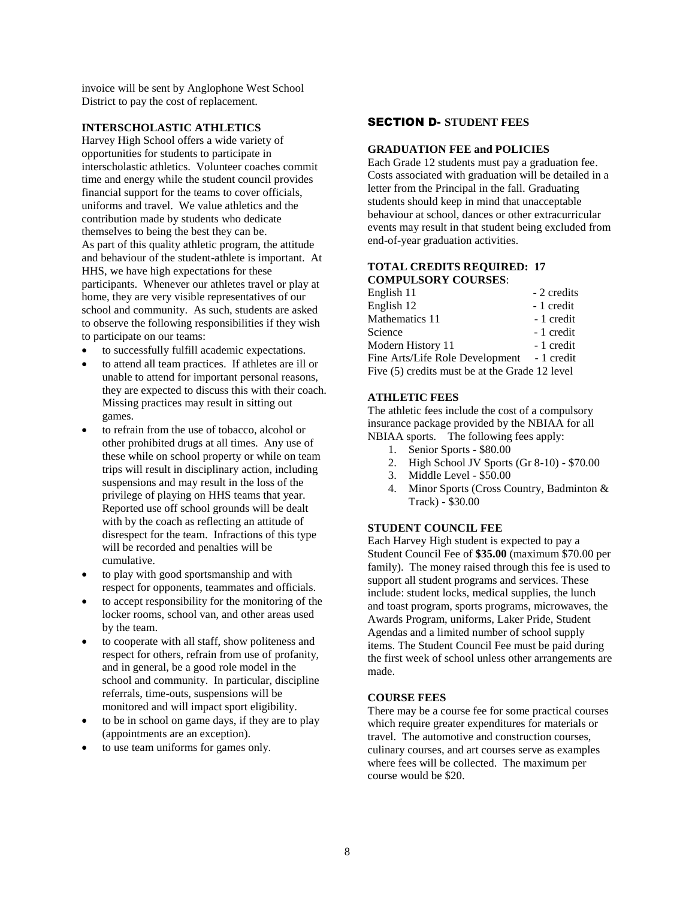invoice will be sent by Anglophone West School District to pay the cost of replacement.

**INTERSCHOLASTIC ATHLETICS**

Harvey High School offers a wide variety of opportunities for students to participate in interscholastic athletics. Volunteer coaches commit time and energy while the student council provides financial support for the teams to cover officials, uniforms and travel. We value athletics and the contribution made by students who dedicate themselves to being the best they can be.

As part of this quality athletic program, the attitude and behaviour of the student-athlete is important. At HHS, we have high expectations for these participants. Whenever our athletes travel or play at home, they are very visible representatives of our school and community. As such, students are asked to observe the following responsibilities if they wish to participate on our teams:

- to successfully fulfill academic expectations.
- to attend all team practices. If athletes are ill or unable to attend for important personal reasons, they are expected to discuss this with their coach. Missing practices may result in sitting out games.
- to refrain from the use of tobacco, alcohol or other prohibited drugs at all times. Any use of these while on school property or while on team trips will result in disciplinary action, including suspensions and may result in the loss of the privilege of playing on HHS teams that year. Reported use off school grounds will be dealt with by the coach as reflecting an attitude of disrespect for the team. Infractions of this type will be recorded and penalties will be cumulative.
- to play with good sportsmanship and with respect for opponents, teammates and officials.
- to accept responsibility for the monitoring of the locker rooms, school van, and other areas used by the team.
- to cooperate with all staff, show politeness and respect for others, refrain from use of profanity, and in general, be a good role model in the school and community. In particular, discipline referrals, time-outs, suspensions will be monitored and will impact sport eligibility.
- to be in school on game days, if they are to play (appointments are an exception).
- to use team uniforms for games only.

## SECTION D- STUDENT FEES

**GRADUATION FEE and POLICIES**

Each Grade 12 students must pay a graduation fee. Costs associated with graduation will be detailed in a letter from the Principal in the fall. Graduating students should keep in mind that unacceptable behaviour at school, dances or other extracurricular events may result in that student being excluded from end-of-year graduation activities.

**TOTAL CREDITS REQUIRED: 17**

**COMPULSORY COURSES**:

| | |
|---|---|
| English 11 | - 2 credits |
| English 12 | - 1 credit |
| Mathematics 11 | - 1 credit |
| Science | - 1 credit |
| Modern History 11 | - 1 credit |
| Fine Arts/Life Role Development | - 1 credit |

Five (5) credits must be at the Grade 12 level

**ATHLETIC FEES**

The athletic fees include the cost of a compulsory insurance package provided by the NBIAA for all NBIAA sports. The following fees apply:

1. Senior Sports - $80.00
2. High School JV Sports (Gr 8-10) - $70.00
3. Middle Level - $50.00
4. Minor Sports (Cross Country, Badminton & Track) - $30.00

**STUDENT COUNCIL FEE**

Each Harvey High student is expected to pay a Student Council Fee of **$35.00** (maximum $70.00 per family). The money raised through this fee is used to support all student programs and services. These include: student locks, medical supplies, the lunch and toast program, sports programs, microwaves, the Awards Program, uniforms, Laker Pride, Student Agendas and a limited number of school supply items. The Student Council Fee must be paid during the first week of school unless other arrangements are made.

**COURSE FEES**

There may be a course fee for some practical courses which require greater expenditures for materials or travel. The automotive and construction courses, culinary courses, and art courses serve as examples where fees will be collected. The maximum per course would be $20.